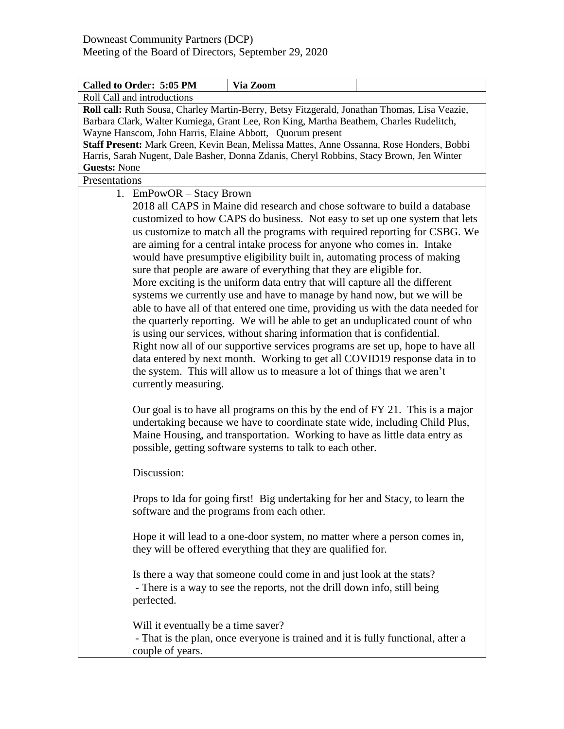Downeast Community Partners (DCP)
Meeting of the Board of Directors, September 29, 2020

| **Called to Order: 5:05 PM** | **Via Zoom** | |
|---|---|---|

Roll Call and introductions

**Roll call:** Ruth Sousa, Charley Martin-Berry, Betsy Fitzgerald, Jonathan Thomas, Lisa Veazie, Barbara Clark, Walter Kumiega, Grant Lee, Ron King, Martha Beathem, Charles Rudelitch, Wayne Hanscom, John Harris, Elaine Abbott, Quorum present
**Staff Present:** Mark Green, Kevin Bean, Melissa Mattes, Anne Ossanna, Rose Honders, Bobbi Harris, Sarah Nugent, Dale Basher, Donna Zdanis, Cheryl Robbins, Stacy Brown, Jen Winter
**Guests:** None

Presentations

1. EmPowOR – Stacy Brown

   2018 all CAPS in Maine did research and chose software to build a database customized to how CAPS do business. Not easy to set up one system that lets us customize to match all the programs with required reporting for CSBG. We are aiming for a central intake process for anyone who comes in. Intake would have presumptive eligibility built in, automating process of making sure that people are aware of everything that they are eligible for. More exciting is the uniform data entry that will capture all the different systems we currently use and have to manage by hand now, but we will be able to have all of that entered one time, providing us with the data needed for the quarterly reporting. We will be able to get an unduplicated count of who is using our services, without sharing information that is confidential. Right now all of our supportive services programs are set up, hope to have all data entered by next month. Working to get all COVID19 response data in to the system. This will allow us to measure a lot of things that we aren't currently measuring.

   Our goal is to have all programs on this by the end of FY 21. This is a major undertaking because we have to coordinate state wide, including Child Plus, Maine Housing, and transportation. Working to have as little data entry as possible, getting software systems to talk to each other.

   Discussion:

   Props to Ida for going first! Big undertaking for her and Stacy, to learn the software and the programs from each other.

   Hope it will lead to a one-door system, no matter where a person comes in, they will be offered everything that they are qualified for.

   Is there a way that someone could come in and just look at the stats?
   - There is a way to see the reports, not the drill down info, still being perfected.

   Will it eventually be a time saver?
   - That is the plan, once everyone is trained and it is fully functional, after a couple of years.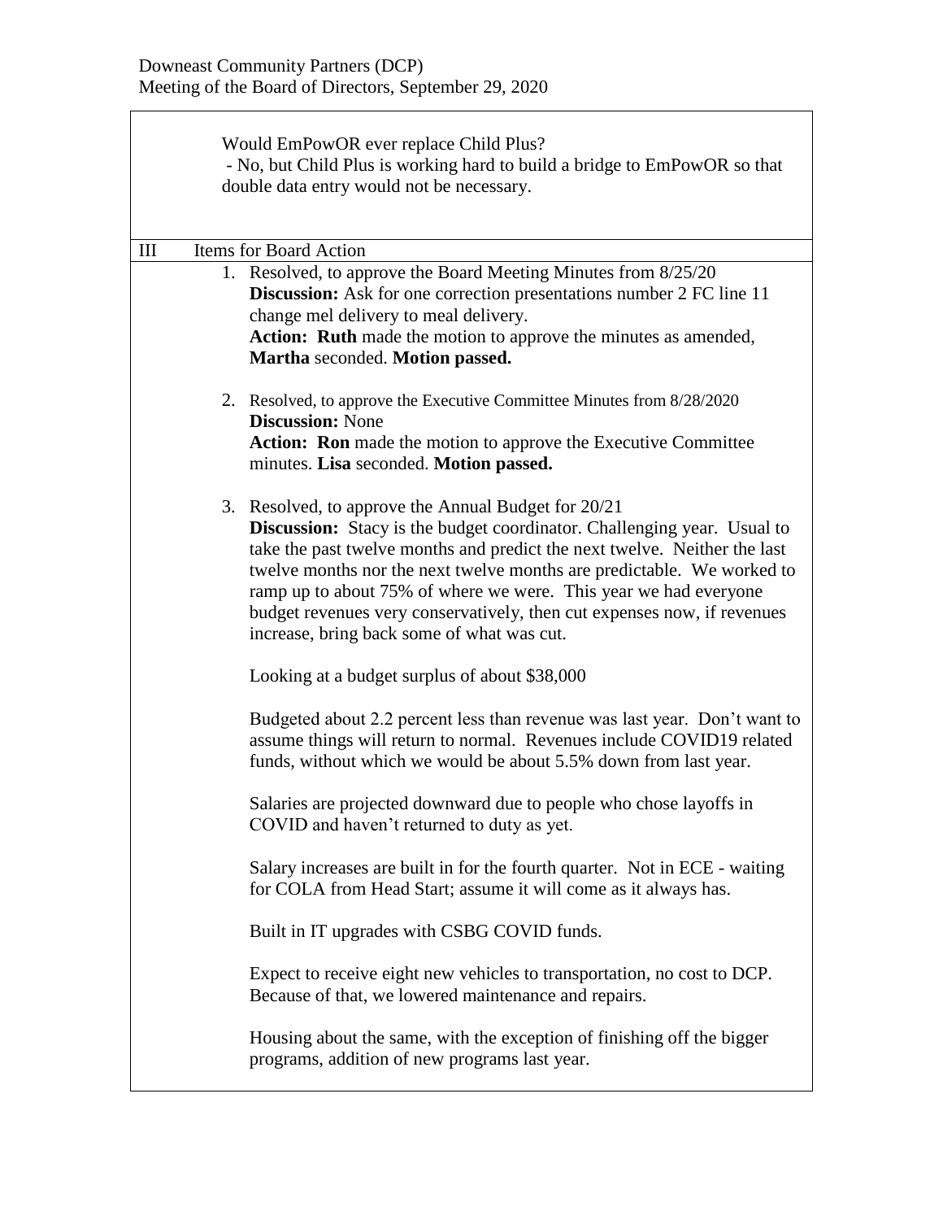Would EmPowOR ever replace Child Plus?
- No, but Child Plus is working hard to build a bridge to EmPowOR so that double data entry would not be necessary.

III Items for Board Action

1. Resolved, to approve the Board Meeting Minutes from 8/25/20
   **Discussion:** Ask for one correction presentations number 2 FC line 11 change mel delivery to meal delivery.
   **Action: Ruth** made the motion to approve the minutes as amended, **Martha** seconded. **Motion passed.**

2. Resolved, to approve the Executive Committee Minutes from 8/28/2020
   **Discussion:** None
   **Action: Ron** made the motion to approve the Executive Committee minutes. **Lisa** seconded. **Motion passed.**

3. Resolved, to approve the Annual Budget for 20/21
   **Discussion:** Stacy is the budget coordinator. Challenging year. Usual to take the past twelve months and predict the next twelve. Neither the last twelve months nor the next twelve months are predictable. We worked to ramp up to about 75% of where we were. This year we had everyone budget revenues very conservatively, then cut expenses now, if revenues increase, bring back some of what was cut.

   Looking at a budget surplus of about $38,000

   Budgeted about 2.2 percent less than revenue was last year. Don't want to assume things will return to normal. Revenues include COVID19 related funds, without which we would be about 5.5% down from last year.

   Salaries are projected downward due to people who chose layoffs in COVID and haven't returned to duty as yet.

   Salary increases are built in for the fourth quarter. Not in ECE - waiting for COLA from Head Start; assume it will come as it always has.

   Built in IT upgrades with CSBG COVID funds.

   Expect to receive eight new vehicles to transportation, no cost to DCP. Because of that, we lowered maintenance and repairs.

   Housing about the same, with the exception of finishing off the bigger programs, addition of new programs last year.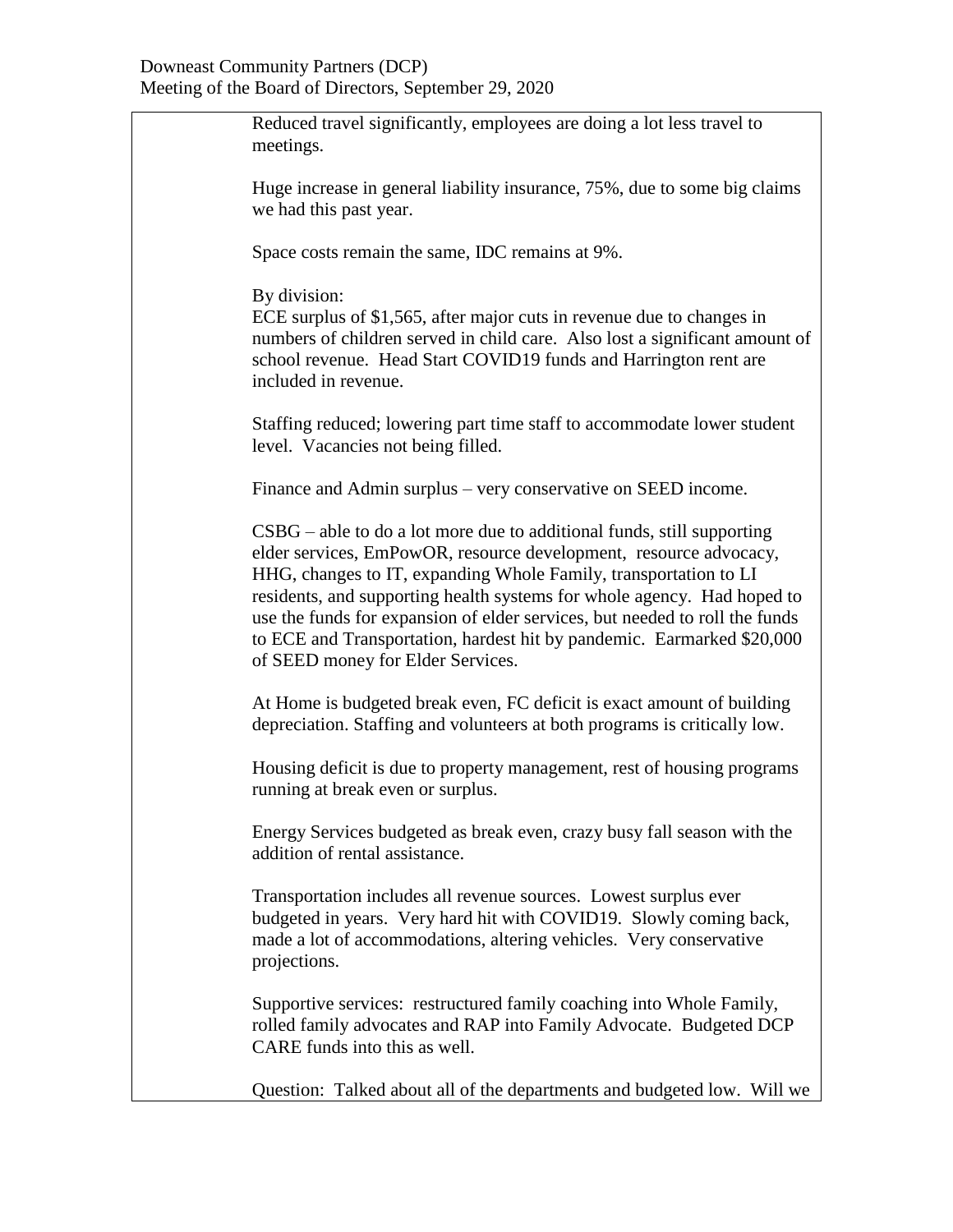Reduced travel significantly, employees are doing a lot less travel to meetings.

Huge increase in general liability insurance, 75%, due to some big claims we had this past year.

Space costs remain the same, IDC remains at 9%.

By division:
ECE surplus of $1,565, after major cuts in revenue due to changes in numbers of children served in child care. Also lost a significant amount of school revenue. Head Start COVID19 funds and Harrington rent are included in revenue.

Staffing reduced; lowering part time staff to accommodate lower student level. Vacancies not being filled.

Finance and Admin surplus – very conservative on SEED income.

CSBG – able to do a lot more due to additional funds, still supporting elder services, EmPowOR, resource development, resource advocacy, HHG, changes to IT, expanding Whole Family, transportation to LI residents, and supporting health systems for whole agency. Had hoped to use the funds for expansion of elder services, but needed to roll the funds to ECE and Transportation, hardest hit by pandemic. Earmarked $20,000 of SEED money for Elder Services.

At Home is budgeted break even, FC deficit is exact amount of building depreciation. Staffing and volunteers at both programs is critically low.

Housing deficit is due to property management, rest of housing programs running at break even or surplus.

Energy Services budgeted as break even, crazy busy fall season with the addition of rental assistance.

Transportation includes all revenue sources. Lowest surplus ever budgeted in years. Very hard hit with COVID19. Slowly coming back, made a lot of accommodations, altering vehicles. Very conservative projections.

Supportive services: restructured family coaching into Whole Family, rolled family advocates and RAP into Family Advocate. Budgeted DCP CARE funds into this as well.

Question: Talked about all of the departments and budgeted low. Will we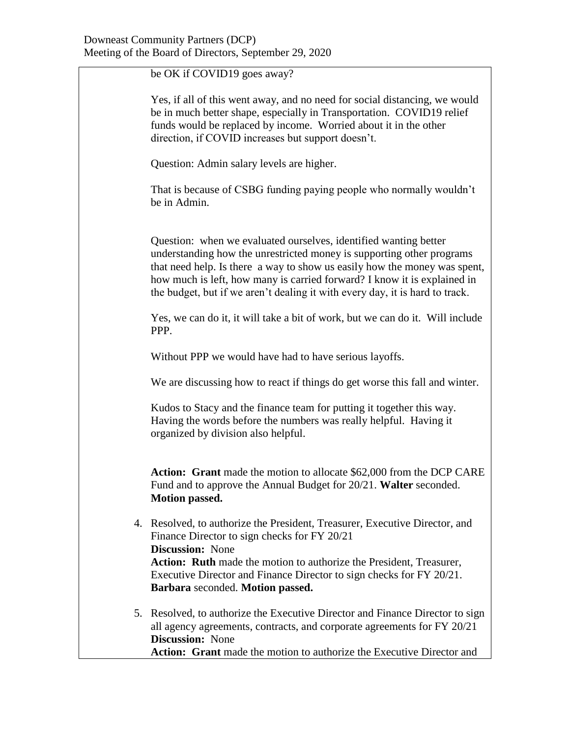be OK if COVID19 goes away?

Yes, if all of this went away, and no need for social distancing, we would be in much better shape, especially in Transportation. COVID19 relief funds would be replaced by income. Worried about it in the other direction, if COVID increases but support doesn't.

Question: Admin salary levels are higher.

That is because of CSBG funding paying people who normally wouldn't be in Admin.

Question: when we evaluated ourselves, identified wanting better understanding how the unrestricted money is supporting other programs that need help. Is there a way to show us easily how the money was spent, how much is left, how many is carried forward? I know it is explained in the budget, but if we aren't dealing it with every day, it is hard to track.

Yes, we can do it, it will take a bit of work, but we can do it. Will include PPP.

Without PPP we would have had to have serious layoffs.

We are discussing how to react if things do get worse this fall and winter.

Kudos to Stacy and the finance team for putting it together this way. Having the words before the numbers was really helpful. Having it organized by division also helpful.

**Action: Grant** made the motion to allocate $62,000 from the DCP CARE Fund and to approve the Annual Budget for 20/21. **Walter** seconded. **Motion passed.**

4. Resolved, to authorize the President, Treasurer, Executive Director, and Finance Director to sign checks for FY 20/21
   **Discussion:** None
   **Action: Ruth** made the motion to authorize the President, Treasurer, Executive Director and Finance Director to sign checks for FY 20/21. **Barbara** seconded. **Motion passed.**

5. Resolved, to authorize the Executive Director and Finance Director to sign all agency agreements, contracts, and corporate agreements for FY 20/21
   **Discussion:** None
   **Action: Grant** made the motion to authorize the Executive Director and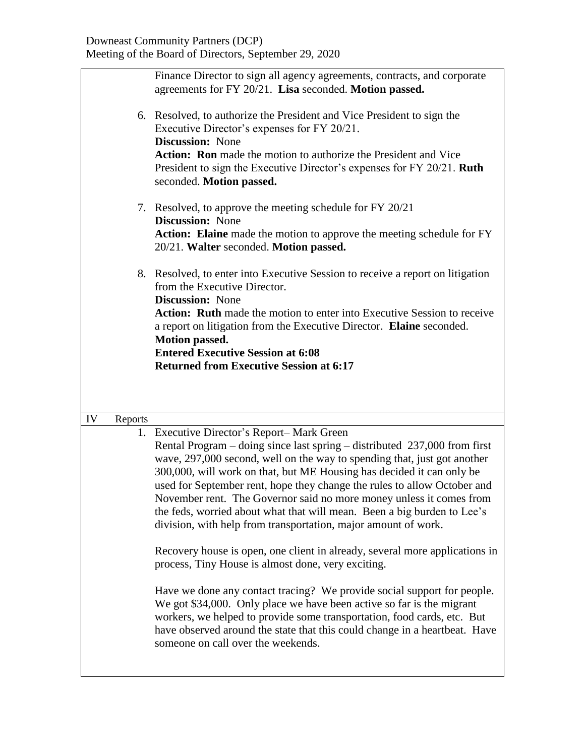Finance Director to sign all agency agreements, contracts, and corporate agreements for FY 20/21. **Lisa** seconded. **Motion passed.**

6. Resolved, to authorize the President and Vice President to sign the Executive Director's expenses for FY 20/21.
   **Discussion:** None
   **Action: Ron** made the motion to authorize the President and Vice President to sign the Executive Director's expenses for FY 20/21. **Ruth** seconded. **Motion passed.**

7. Resolved, to approve the meeting schedule for FY 20/21
   **Discussion:** None
   **Action: Elaine** made the motion to approve the meeting schedule for FY 20/21. **Walter** seconded. **Motion passed.**

8. Resolved, to enter into Executive Session to receive a report on litigation from the Executive Director.
   **Discussion:** None
   **Action: Ruth** made the motion to enter into Executive Session to receive a report on litigation from the Executive Director. **Elaine** seconded. **Motion passed.**
   **Entered Executive Session at 6:08**
   **Returned from Executive Session at 6:17**

## IV Reports

1. Executive Director's Report– Mark Green
   Rental Program – doing since last spring – distributed 237,000 from first wave, 297,000 second, well on the way to spending that, just got another 300,000, will work on that, but ME Housing has decided it can only be used for September rent, hope they change the rules to allow October and November rent. The Governor said no more money unless it comes from the feds, worried about what that will mean. Been a big burden to Lee's division, with help from transportation, major amount of work.

   Recovery house is open, one client in already, several more applications in process, Tiny House is almost done, very exciting.

   Have we done any contact tracing? We provide social support for people. We got $34,000. Only place we have been active so far is the migrant workers, we helped to provide some transportation, food cards, etc. But have observed around the state that this could change in a heartbeat. Have someone on call over the weekends.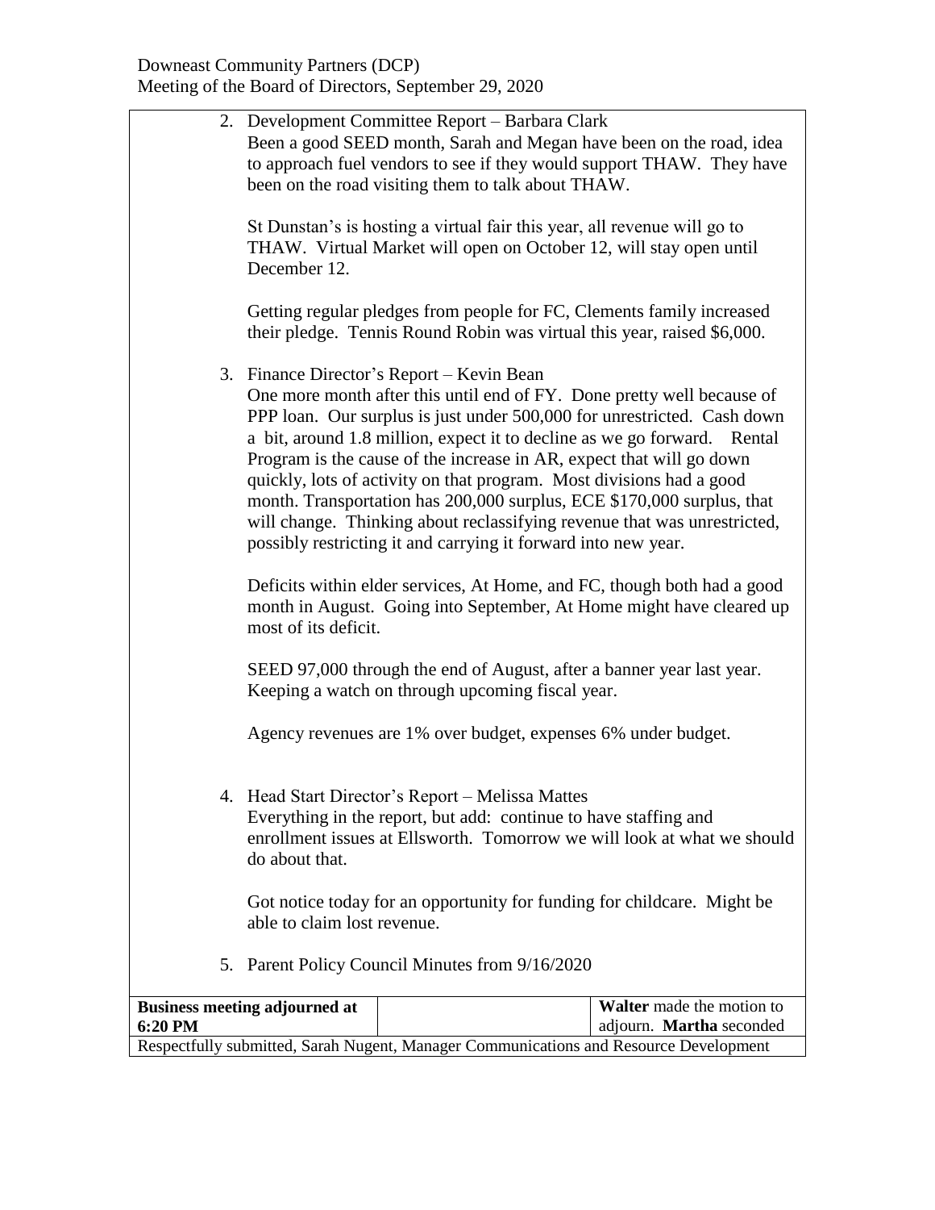2. Development Committee Report – Barbara Clark
   Been a good SEED month, Sarah and Megan have been on the road, idea to approach fuel vendors to see if they would support THAW. They have been on the road visiting them to talk about THAW.

   St Dunstan's is hosting a virtual fair this year, all revenue will go to THAW. Virtual Market will open on October 12, will stay open until December 12.

   Getting regular pledges from people for FC, Clements family increased their pledge. Tennis Round Robin was virtual this year, raised $6,000.

3. Finance Director's Report – Kevin Bean
   One more month after this until end of FY. Done pretty well because of PPP loan. Our surplus is just under 500,000 for unrestricted. Cash down a bit, around 1.8 million, expect it to decline as we go forward. Rental Program is the cause of the increase in AR, expect that will go down quickly, lots of activity on that program. Most divisions had a good month. Transportation has 200,000 surplus, ECE $170,000 surplus, that will change. Thinking about reclassifying revenue that was unrestricted, possibly restricting it and carrying it forward into new year.

   Deficits within elder services, At Home, and FC, though both had a good month in August. Going into September, At Home might have cleared up most of its deficit.

   SEED 97,000 through the end of August, after a banner year last year. Keeping a watch on through upcoming fiscal year.

   Agency revenues are 1% over budget, expenses 6% under budget.

4. Head Start Director's Report – Melissa Mattes
   Everything in the report, but add: continue to have staffing and enrollment issues at Ellsworth. Tomorrow we will look at what we should do about that.

   Got notice today for an opportunity for funding for childcare. Might be able to claim lost revenue.

5. Parent Policy Council Minutes from 9/16/2020

| **Business meeting adjourned at 6:20 PM** | | **Walter** made the motion to adjourn. **Martha** seconded |
|---|---|---|

Respectfully submitted, Sarah Nugent, Manager Communications and Resource Development